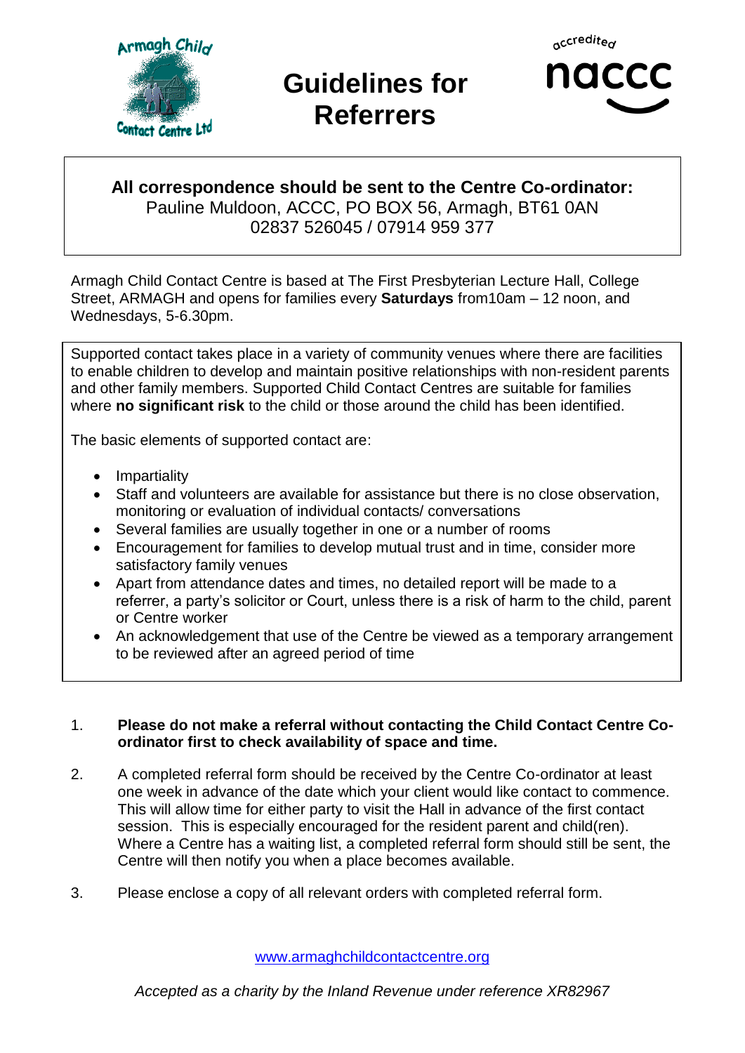Armagh Child Contact Centre Ltd

# Guidelines for Referrers

accredited naccc

**All correspondence should be sent to the Centre Co-ordinator:**
Pauline Muldoon, ACCC, PO BOX 56, Armagh, BT61 0AN
02837 526045 / 07914 959 377

Armagh Child Contact Centre is based at The First Presbyterian Lecture Hall, College Street, ARMAGH and opens for families every **Saturdays** from10am – 12 noon, and Wednesdays, 5-6.30pm.

Supported contact takes place in a variety of community venues where there are facilities to enable children to develop and maintain positive relationships with non-resident parents and other family members. Supported Child Contact Centres are suitable for families where **no significant risk** to the child or those around the child has been identified.

The basic elements of supported contact are:

- Impartiality
- Staff and volunteers are available for assistance but there is no close observation, monitoring or evaluation of individual contacts/ conversations
- Several families are usually together in one or a number of rooms
- Encouragement for families to develop mutual trust and in time, consider more satisfactory family venues
- Apart from attendance dates and times, no detailed report will be made to a referrer, a party's solicitor or Court, unless there is a risk of harm to the child, parent or Centre worker
- An acknowledgement that use of the Centre be viewed as a temporary arrangement to be reviewed after an agreed period of time

1. **Please do not make a referral without contacting the Child Contact Centre Co-ordinator first to check availability of space and time.**
2. A completed referral form should be received by the Centre Co-ordinator at least one week in advance of the date which your client would like contact to commence. This will allow time for either party to visit the Hall in advance of the first contact session. This is especially encouraged for the resident parent and child(ren). Where a Centre has a waiting list, a completed referral form should still be sent, the Centre will then notify you when a place becomes available.
3. Please enclose a copy of all relevant orders with completed referral form.

www.armaghchildcontactcentre.org

*Accepted as a charity by the Inland Revenue under reference XR82967*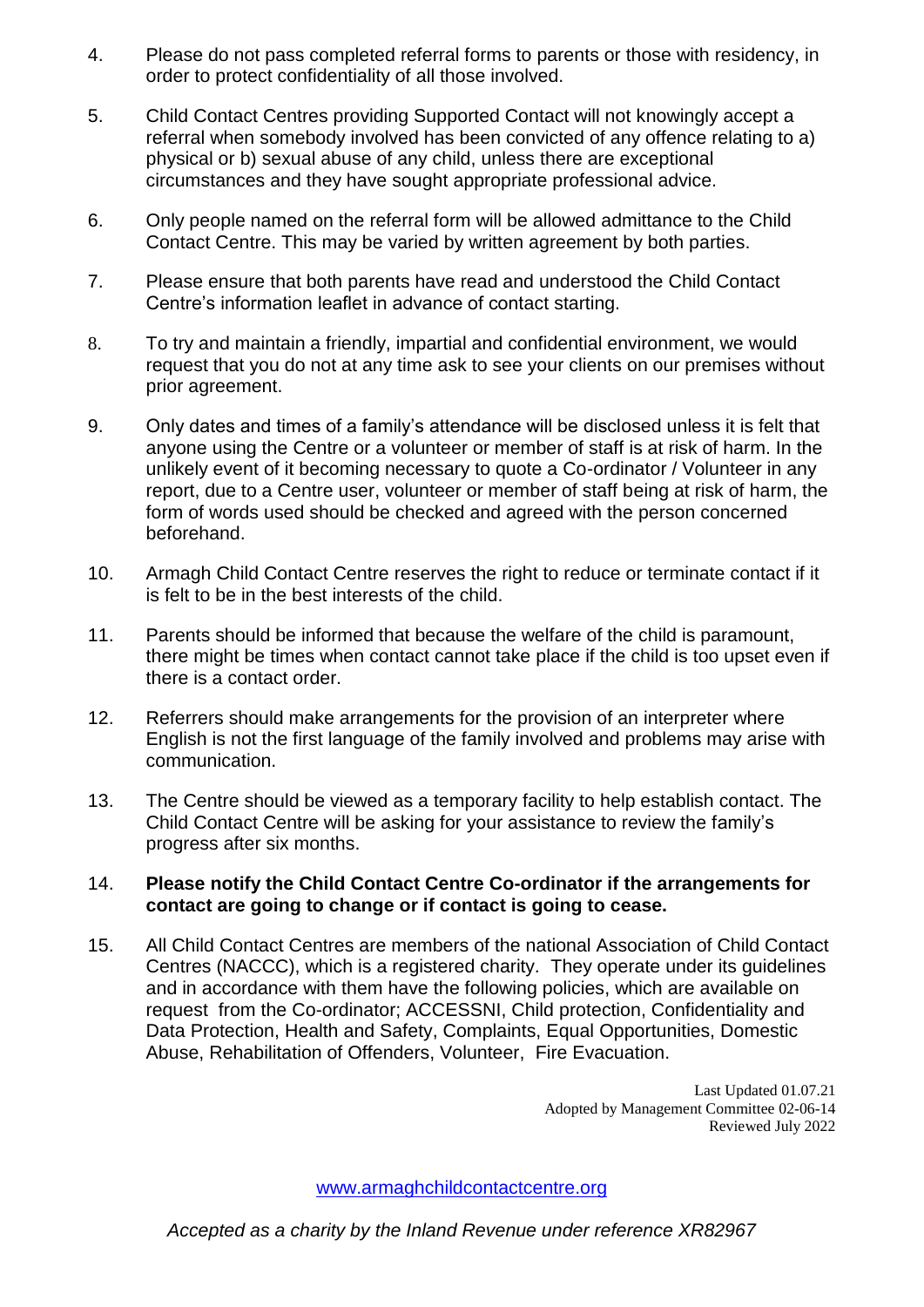4. Please do not pass completed referral forms to parents or those with residency, in order to protect confidentiality of all those involved.

5. Child Contact Centres providing Supported Contact will not knowingly accept a referral when somebody involved has been convicted of any offence relating to a) physical or b) sexual abuse of any child, unless there are exceptional circumstances and they have sought appropriate professional advice.

6. Only people named on the referral form will be allowed admittance to the Child Contact Centre. This may be varied by written agreement by both parties.

7. Please ensure that both parents have read and understood the Child Contact Centre's information leaflet in advance of contact starting.

8. To try and maintain a friendly, impartial and confidential environment, we would request that you do not at any time ask to see your clients on our premises without prior agreement.

9. Only dates and times of a family's attendance will be disclosed unless it is felt that anyone using the Centre or a volunteer or member of staff is at risk of harm. In the unlikely event of it becoming necessary to quote a Co-ordinator / Volunteer in any report, due to a Centre user, volunteer or member of staff being at risk of harm, the form of words used should be checked and agreed with the person concerned beforehand.

10. Armagh Child Contact Centre reserves the right to reduce or terminate contact if it is felt to be in the best interests of the child.

11. Parents should be informed that because the welfare of the child is paramount, there might be times when contact cannot take place if the child is too upset even if there is a contact order.

12. Referrers should make arrangements for the provision of an interpreter where English is not the first language of the family involved and problems may arise with communication.

13. The Centre should be viewed as a temporary facility to help establish contact. The Child Contact Centre will be asking for your assistance to review the family's progress after six months.

14. **Please notify the Child Contact Centre Co-ordinator if the arrangements for contact are going to change or if contact is going to cease.**

15. All Child Contact Centres are members of the national Association of Child Contact Centres (NACCC), which is a registered charity. They operate under its guidelines and in accordance with them have the following policies, which are available on request from the Co-ordinator; ACCESSNI, Child protection, Confidentiality and Data Protection, Health and Safety, Complaints, Equal Opportunities, Domestic Abuse, Rehabilitation of Offenders, Volunteer, Fire Evacuation.

Last Updated 01.07.21
Adopted by Management Committee 02-06-14
Reviewed July 2022

www.armaghchildcontactcentre.org

*Accepted as a charity by the Inland Revenue under reference XR82967*